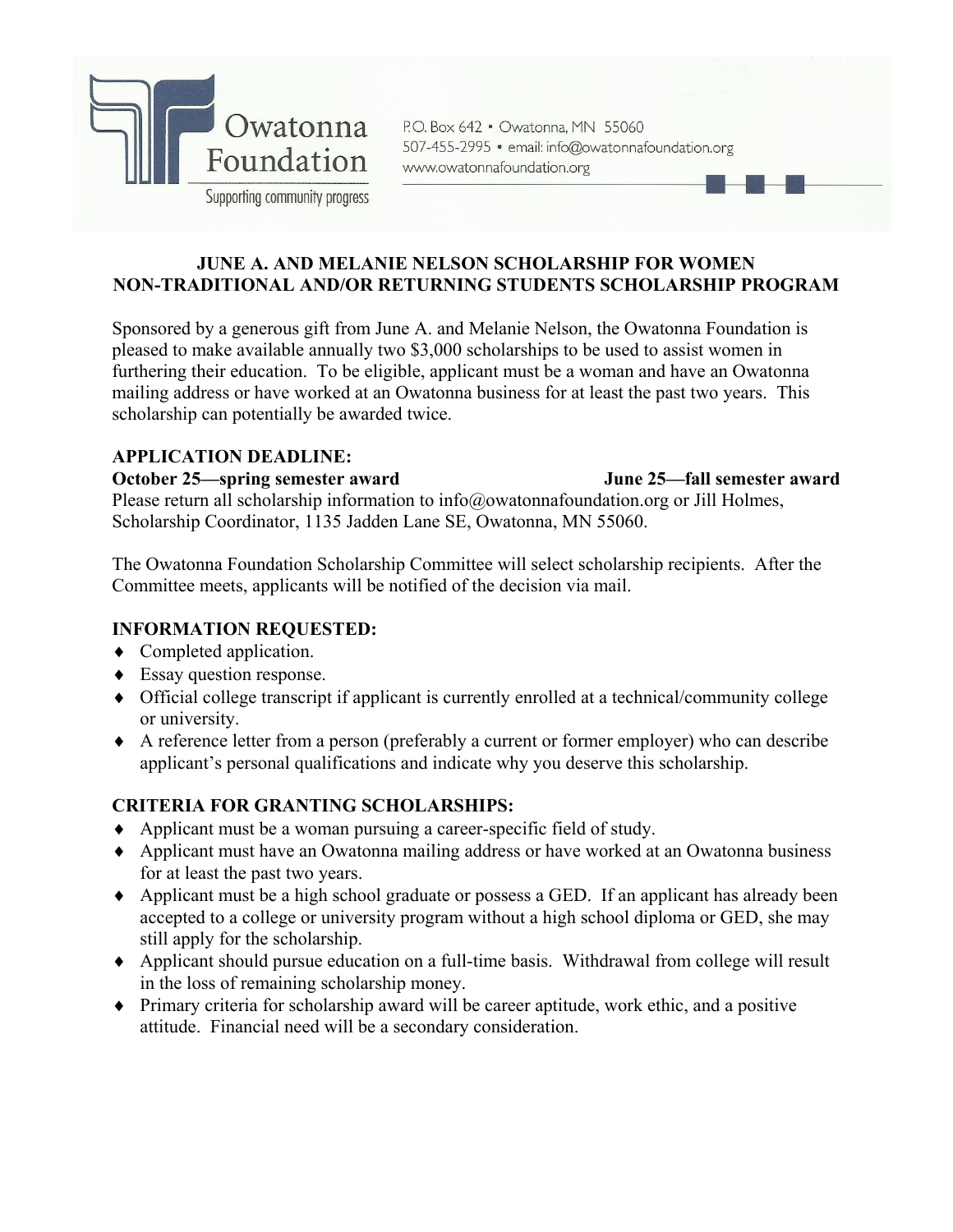Owatonna Foundation

Supporting community progress

P.O. Box 642 • Owatonna, MN 55060
507-455-2995 • email: info@owatonnafoundation.org
www.owatonnafoundation.org

# JUNE A. AND MELANIE NELSON SCHOLARSHIP FOR WOMEN NON-TRADITIONAL AND/OR RETURNING STUDENTS SCHOLARSHIP PROGRAM

Sponsored by a generous gift from June A. and Melanie Nelson, the Owatonna Foundation is pleased to make available annually two $3,000 scholarships to be used to assist women in furthering their education. To be eligible, applicant must be a woman and have an Owatonna mailing address or have worked at an Owatonna business for at least the past two years. This scholarship can potentially be awarded twice.

**APPLICATION DEADLINE:**

**October 25—spring semester award** **June 25—fall semester award**

Please return all scholarship information to info@owatonnafoundation.org or Jill Holmes, Scholarship Coordinator, 1135 Jadden Lane SE, Owatonna, MN 55060.

The Owatonna Foundation Scholarship Committee will select scholarship recipients. After the Committee meets, applicants will be notified of the decision via mail.

**INFORMATION REQUESTED:**

- Completed application.
- Essay question response.
- Official college transcript if applicant is currently enrolled at a technical/community college or university.
- A reference letter from a person (preferably a current or former employer) who can describe applicant's personal qualifications and indicate why you deserve this scholarship.

**CRITERIA FOR GRANTING SCHOLARSHIPS:**

- Applicant must be a woman pursuing a career-specific field of study.
- Applicant must have an Owatonna mailing address or have worked at an Owatonna business for at least the past two years.
- Applicant must be a high school graduate or possess a GED. If an applicant has already been accepted to a college or university program without a high school diploma or GED, she may still apply for the scholarship.
- Applicant should pursue education on a full-time basis. Withdrawal from college will result in the loss of remaining scholarship money.
- Primary criteria for scholarship award will be career aptitude, work ethic, and a positive attitude. Financial need will be a secondary consideration.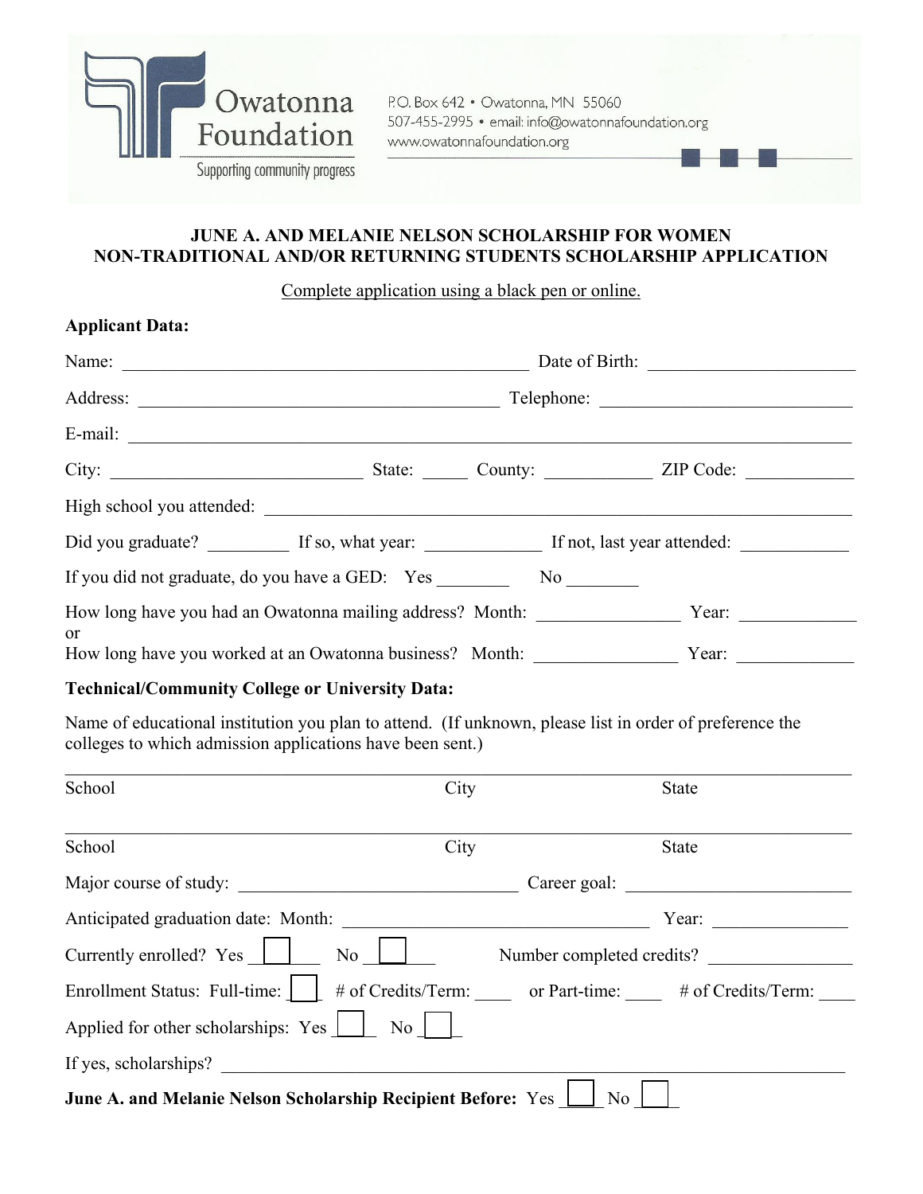Owatonna Foundation

Supporting community progress

P.O. Box 642 • Owatonna, MN 55060
507-455-2995 • email: info@owatonnafoundation.org
www.owatonnafoundation.org

## JUNE A. AND MELANIE NELSON SCHOLARSHIP FOR WOMEN
## NON-TRADITIONAL AND/OR RETURNING STUDENTS SCHOLARSHIP APPLICATION

Complete application using a black pen or online.

**Applicant Data:**

Name: ______________________________ Date of Birth: ______________

Address: ______________________________ Telephone: ______________

E-mail: ______________________________________________

City: ________________ State: _____ County: __________ ZIP Code: __________

High school you attended: ______________________________________

Did you graduate? ________ If so, what year: __________ If not, last year attended: __________

If you did not graduate, do you have a GED: Yes ________ No ________

How long have you had an Owatonna mailing address? Month: ____________ Year: __________
or
How long have you worked at an Owatonna business? Month: ____________ Year: __________

**Technical/Community College or University Data:**

Name of educational institution you plan to attend. (If unknown, please list in order of preference the colleges to which admission applications have been sent.)

______________________________________________
School City State

______________________________________________
School City State

Major course of study: ____________________ Career goal: ____________________

Anticipated graduation date: Month: ____________________ Year: __________

Currently enrolled? Yes ☐ No ☐ Number completed credits? __________

Enrollment Status: Full-time: ☐ # of Credits/Term: ____ or Part-time: ____ # of Credits/Term: ____

Applied for other scholarships: Yes ☐ No ☐

If yes, scholarships? ______________________________________________

**June A. and Melanie Nelson Scholarship Recipient Before:** Yes ☐ No ☐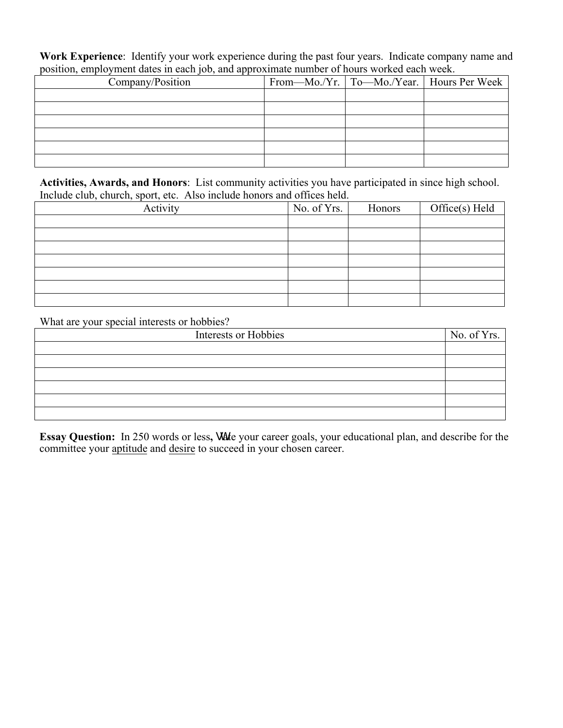**Work Experience**: Identify your work experience during the past four years. Indicate company name and position, employment dates in each job, and approximate number of hours worked each week.

| Company/Position | From—Mo./Yr. | To—Mo./Year. | Hours Per Week |
|---|---|---|---|
| | | | |
| | | | |
| | | | |
| | | | |
| | | | |
| | | | |

**Activities, Awards, and Honors**: List community activities you have participated in since high school. Include club, church, sport, etc. Also include honors and offices held.

| Activity | No. of Yrs. | Honors | Office(s) Held |
|---|---|---|---|
| | | | |
| | | | |
| | | | |
| | | | |
| | | | |
| | | | |
| | | | |

What are your special interests or hobbies?

| Interests or Hobbies | No. of Yrs. |
|---|---|
| | |
| | |
| | |
| | |
| | |
| | |

**Essay Question:** In 250 words or less**,** state your career goals, your educational plan, and describe for the committee your aptitude and desire to succeed in your chosen career.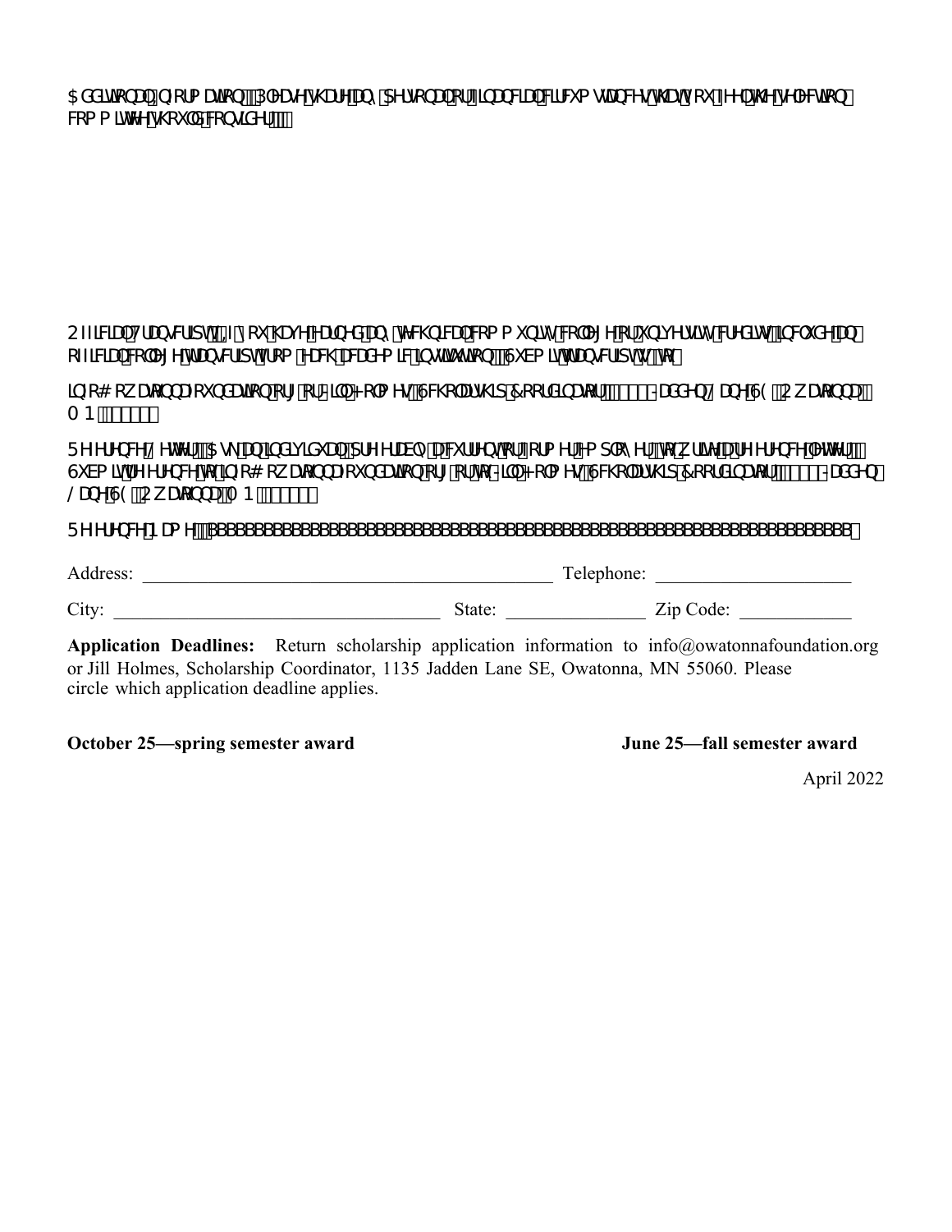Additional information: Please share any personal or financial circumstances that you feel the selection committee should consider.

Official Transcript: If you have earned any technical, community college or university credits, include an official college transcript from each academic institution. Submit transcripts to info@owatonnafoundation.org or Jill Holmes, Scholarship Coordinator, 1135 Jadden Lane SE, Owatonna, MN 55060.

Reference Letter: Ask an individual, preferably a current or former employer, to write a reference letter. Submit reference to info@owatonnafoundation.org or mail to Jill Holmes, Scholarship Coordinator, 1135 Jadden Lane SE, Owatonna, MN 55060.

Reference Name: ______________________________________________________________

Address: _______________________________________________ Telephone: _____________________

City: ___________________________________ State: _______________ Zip Code: ____________

**Application Deadlines:** Return scholarship application information to info@owatonnafoundation.org or Jill Holmes, Scholarship Coordinator, 1135 Jadden Lane SE, Owatonna, MN 55060. Please circle which application deadline applies.

**October 25—spring semester award** **June 25—fall semester award**

April 2022